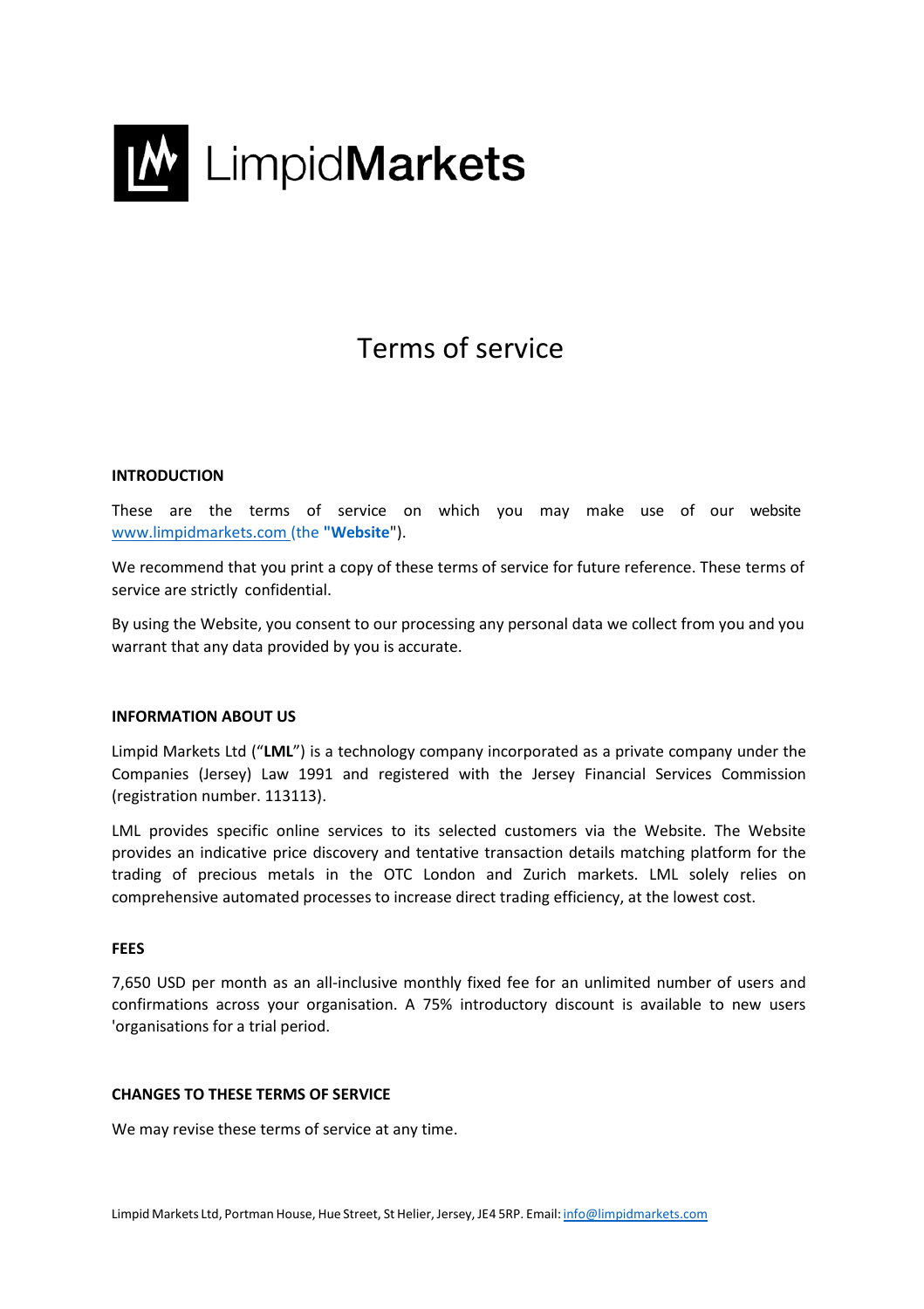LimpidMarkets

# Terms of service

## INTRODUCTION

These are the terms of service on which you may make use of our website www.limpidmarkets.com (the **"Website"**).

We recommend that you print a copy of these terms of service for future reference. These terms of service are strictly confidential.

By using the Website, you consent to our processing any personal data we collect from you and you warrant that any data provided by you is accurate.

## INFORMATION ABOUT US

Limpid Markets Ltd ("**LML**") is a technology company incorporated as a private company under the Companies (Jersey) Law 1991 and registered with the Jersey Financial Services Commission (registration number. 113113).

LML provides specific online services to its selected customers via the Website. The Website provides an indicative price discovery and tentative transaction details matching platform for the trading of precious metals in the OTC London and Zurich markets. LML solely relies on comprehensive automated processes to increase direct trading efficiency, at the lowest cost.

## FEES

7,650 USD per month as an all-inclusive monthly fixed fee for an unlimited number of users and confirmations across your organisation. A 75% introductory discount is available to new users 'organisations for a trial period.

## CHANGES TO THESE TERMS OF SERVICE

We may revise these terms of service at any time.

Limpid Markets Ltd, Portman House, Hue Street, St Helier, Jersey, JE4 5RP. Email: info@limpidmarkets.com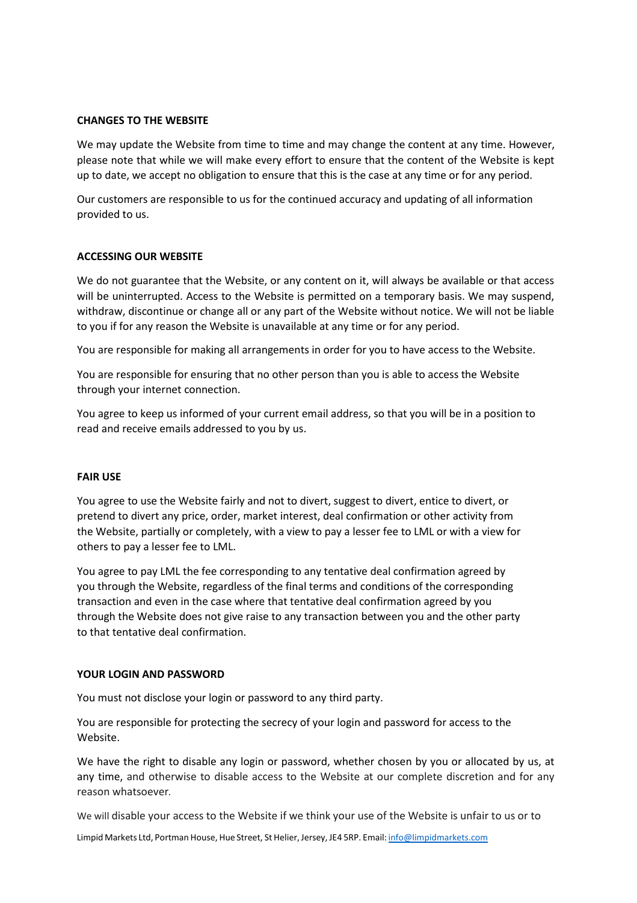**CHANGES TO THE WEBSITE**

We may update the Website from time to time and may change the content at any time. However, please note that while we will make every effort to ensure that the content of the Website is kept up to date, we accept no obligation to ensure that this is the case at any time or for any period.

Our customers are responsible to us for the continued accuracy and updating of all information provided to us.

**ACCESSING OUR WEBSITE**

We do not guarantee that the Website, or any content on it, will always be available or that access will be uninterrupted. Access to the Website is permitted on a temporary basis. We may suspend, withdraw, discontinue or change all or any part of the Website without notice. We will not be liable to you if for any reason the Website is unavailable at any time or for any period.

You are responsible for making all arrangements in order for you to have access to the Website.

You are responsible for ensuring that no other person than you is able to access the Website through your internet connection.

You agree to keep us informed of your current email address, so that you will be in a position to read and receive emails addressed to you by us.

**FAIR USE**

You agree to use the Website fairly and not to divert, suggest to divert, entice to divert, or pretend to divert any price, order, market interest, deal confirmation or other activity from the Website, partially or completely, with a view to pay a lesser fee to LML or with a view for others to pay a lesser fee to LML.

You agree to pay LML the fee corresponding to any tentative deal confirmation agreed by you through the Website, regardless of the final terms and conditions of the corresponding transaction and even in the case where that tentative deal confirmation agreed by you through the Website does not give raise to any transaction between you and the other party to that tentative deal confirmation.

**YOUR LOGIN AND PASSWORD**

You must not disclose your login or password to any third party.

You are responsible for protecting the secrecy of your login and password for access to the Website.

We have the right to disable any login or password, whether chosen by you or allocated by us, at any time, and otherwise to disable access to the Website at our complete discretion and for any reason whatsoever.

We will disable your access to the Website if we think your use of the Website is unfair to us or to

Limpid Markets Ltd, Portman House, Hue Street, St Helier, Jersey, JE4 5RP. Email: info@limpidmarkets.com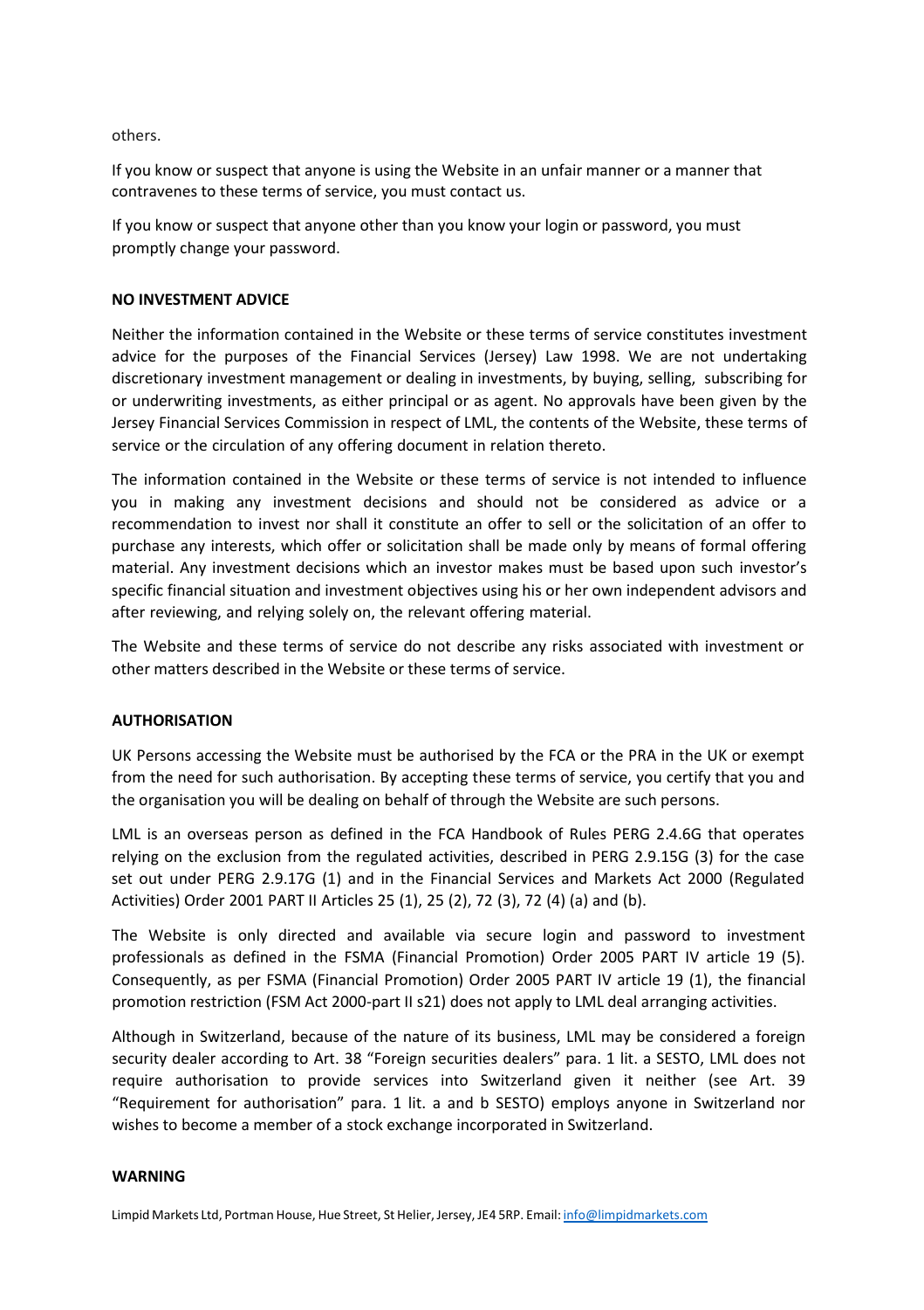others.

If you know or suspect that anyone is using the Website in an unfair manner or a manner that contravenes to these terms of service, you must contact us.

If you know or suspect that anyone other than you know your login or password, you must promptly change your password.

**NO INVESTMENT ADVICE**

Neither the information contained in the Website or these terms of service constitutes investment advice for the purposes of the Financial Services (Jersey) Law 1998. We are not undertaking discretionary investment management or dealing in investments, by buying, selling, subscribing for or underwriting investments, as either principal or as agent. No approvals have been given by the Jersey Financial Services Commission in respect of LML, the contents of the Website, these terms of service or the circulation of any offering document in relation thereto.

The information contained in the Website or these terms of service is not intended to influence you in making any investment decisions and should not be considered as advice or a recommendation to invest nor shall it constitute an offer to sell or the solicitation of an offer to purchase any interests, which offer or solicitation shall be made only by means of formal offering material. Any investment decisions which an investor makes must be based upon such investor's specific financial situation and investment objectives using his or her own independent advisors and after reviewing, and relying solely on, the relevant offering material.

The Website and these terms of service do not describe any risks associated with investment or other matters described in the Website or these terms of service.

**AUTHORISATION**

UK Persons accessing the Website must be authorised by the FCA or the PRA in the UK or exempt from the need for such authorisation. By accepting these terms of service, you certify that you and the organisation you will be dealing on behalf of through the Website are such persons.

LML is an overseas person as defined in the FCA Handbook of Rules PERG 2.4.6G that operates relying on the exclusion from the regulated activities, described in PERG 2.9.15G (3) for the case set out under PERG 2.9.17G (1) and in the Financial Services and Markets Act 2000 (Regulated Activities) Order 2001 PART II Articles 25 (1), 25 (2), 72 (3), 72 (4) (a) and (b).

The Website is only directed and available via secure login and password to investment professionals as defined in the FSMA (Financial Promotion) Order 2005 PART IV article 19 (5). Consequently, as per FSMA (Financial Promotion) Order 2005 PART IV article 19 (1), the financial promotion restriction (FSM Act 2000-part II s21) does not apply to LML deal arranging activities.

Although in Switzerland, because of the nature of its business, LML may be considered a foreign security dealer according to Art. 38 "Foreign securities dealers" para. 1 lit. a SESTO, LML does not require authorisation to provide services into Switzerland given it neither (see Art. 39 "Requirement for authorisation" para. 1 lit. a and b SESTO) employs anyone in Switzerland nor wishes to become a member of a stock exchange incorporated in Switzerland.

**WARNING**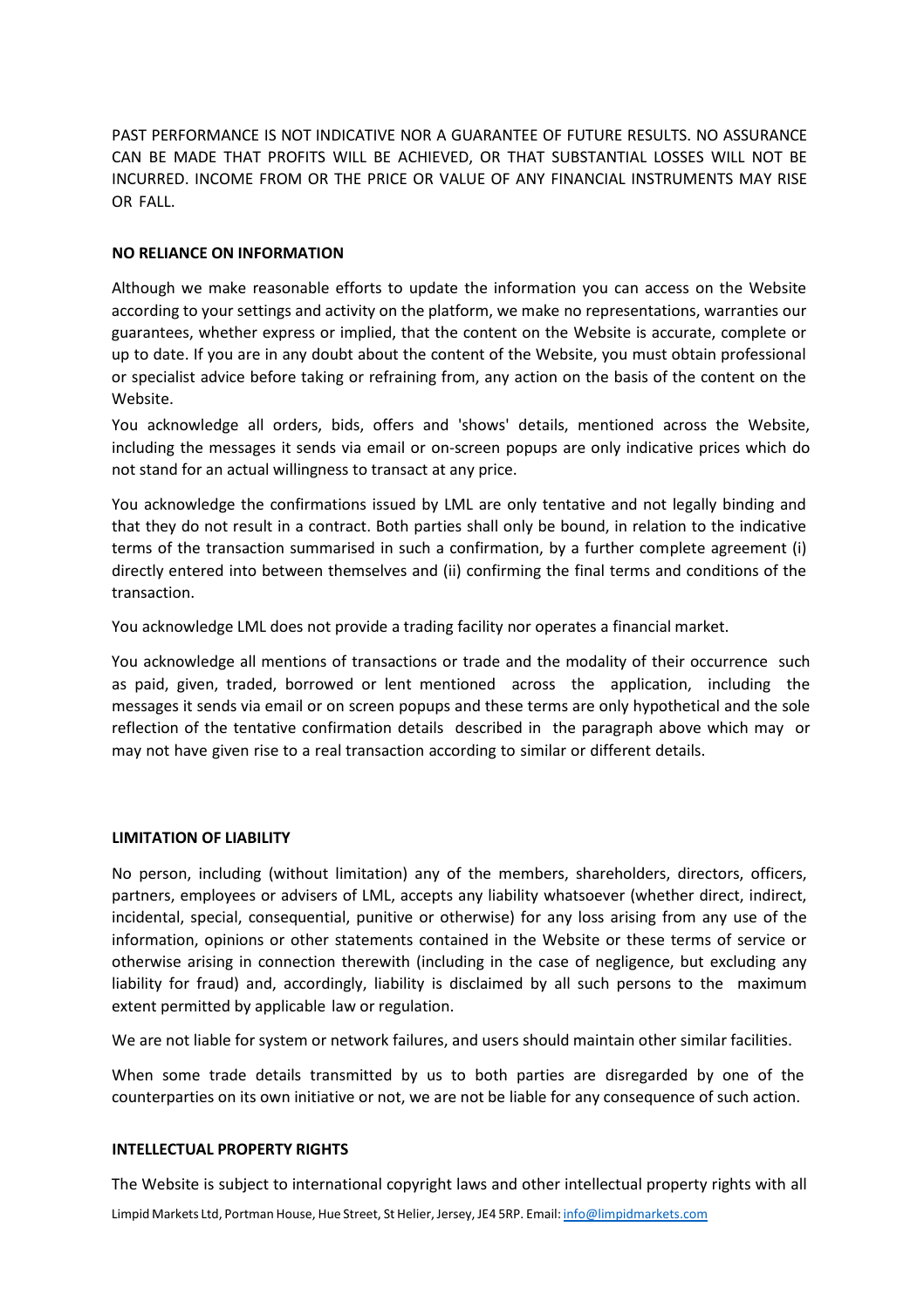PAST PERFORMANCE IS NOT INDICATIVE NOR A GUARANTEE OF FUTURE RESULTS. NO ASSURANCE CAN BE MADE THAT PROFITS WILL BE ACHIEVED, OR THAT SUBSTANTIAL LOSSES WILL NOT BE INCURRED. INCOME FROM OR THE PRICE OR VALUE OF ANY FINANCIAL INSTRUMENTS MAY RISE OR FALL.

**NO RELIANCE ON INFORMATION**

Although we make reasonable efforts to update the information you can access on the Website according to your settings and activity on the platform, we make no representations, warranties our guarantees, whether express or implied, that the content on the Website is accurate, complete or up to date. If you are in any doubt about the content of the Website, you must obtain professional or specialist advice before taking or refraining from, any action on the basis of the content on the Website.

You acknowledge all orders, bids, offers and 'shows' details, mentioned across the Website, including the messages it sends via email or on-screen popups are only indicative prices which do not stand for an actual willingness to transact at any price.

You acknowledge the confirmations issued by LML are only tentative and not legally binding and that they do not result in a contract. Both parties shall only be bound, in relation to the indicative terms of the transaction summarised in such a confirmation, by a further complete agreement (i) directly entered into between themselves and (ii) confirming the final terms and conditions of the transaction.

You acknowledge LML does not provide a trading facility nor operates a financial market.

You acknowledge all mentions of transactions or trade and the modality of their occurrence such as paid, given, traded, borrowed or lent mentioned across the application, including the messages it sends via email or on screen popups and these terms are only hypothetical and the sole reflection of the tentative confirmation details described in the paragraph above which may or may not have given rise to a real transaction according to similar or different details.

**LIMITATION OF LIABILITY**

No person, including (without limitation) any of the members, shareholders, directors, officers, partners, employees or advisers of LML, accepts any liability whatsoever (whether direct, indirect, incidental, special, consequential, punitive or otherwise) for any loss arising from any use of the information, opinions or other statements contained in the Website or these terms of service or otherwise arising in connection therewith (including in the case of negligence, but excluding any liability for fraud) and, accordingly, liability is disclaimed by all such persons to the maximum extent permitted by applicable law or regulation.

We are not liable for system or network failures, and users should maintain other similar facilities.

When some trade details transmitted by us to both parties are disregarded by one of the counterparties on its own initiative or not, we are not be liable for any consequence of such action.

**INTELLECTUAL PROPERTY RIGHTS**

The Website is subject to international copyright laws and other intellectual property rights with all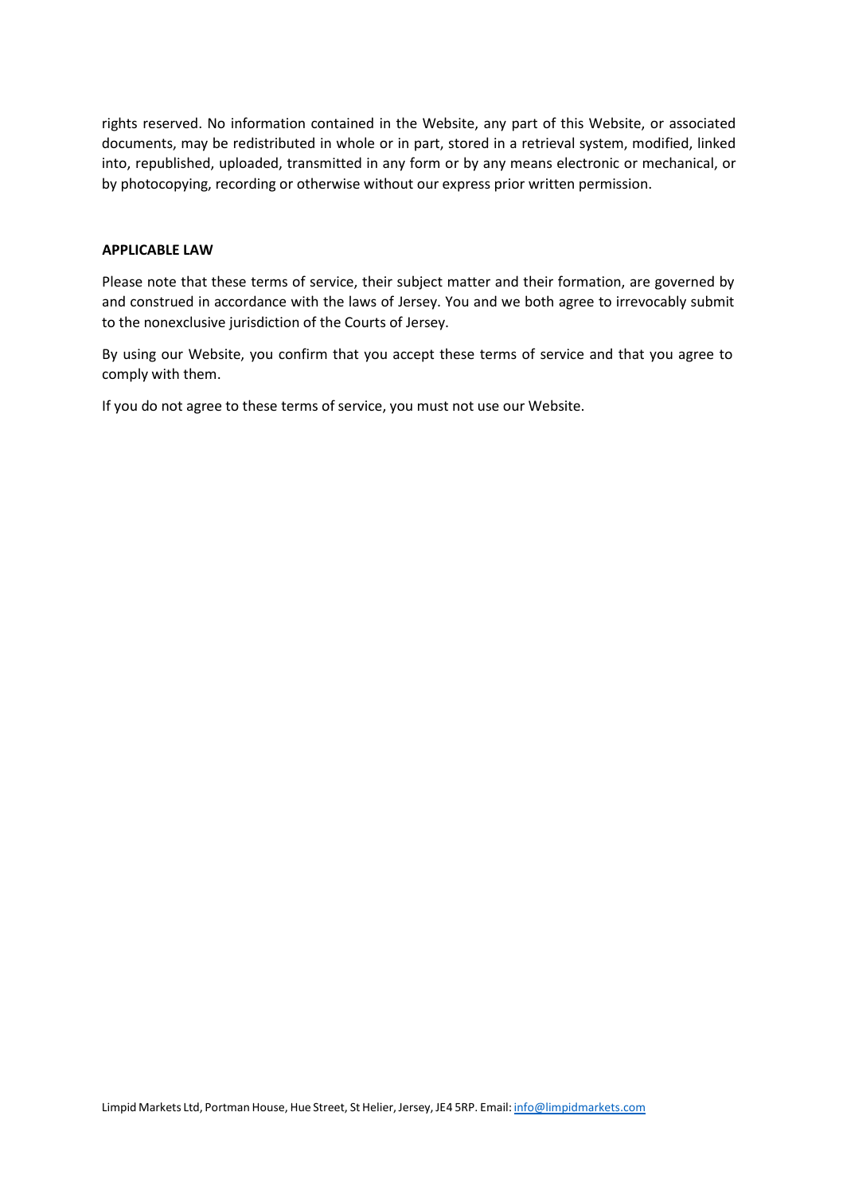rights reserved. No information contained in the Website, any part of this Website, or associated documents, may be redistributed in whole or in part, stored in a retrieval system, modified, linked into, republished, uploaded, transmitted in any form or by any means electronic or mechanical, or by photocopying, recording or otherwise without our express prior written permission.

**APPLICABLE LAW**

Please note that these terms of service, their subject matter and their formation, are governed by and construed in accordance with the laws of Jersey. You and we both agree to irrevocably submit to the nonexclusive jurisdiction of the Courts of Jersey.

By using our Website, you confirm that you accept these terms of service and that you agree to comply with them.

If you do not agree to these terms of service, you must not use our Website.